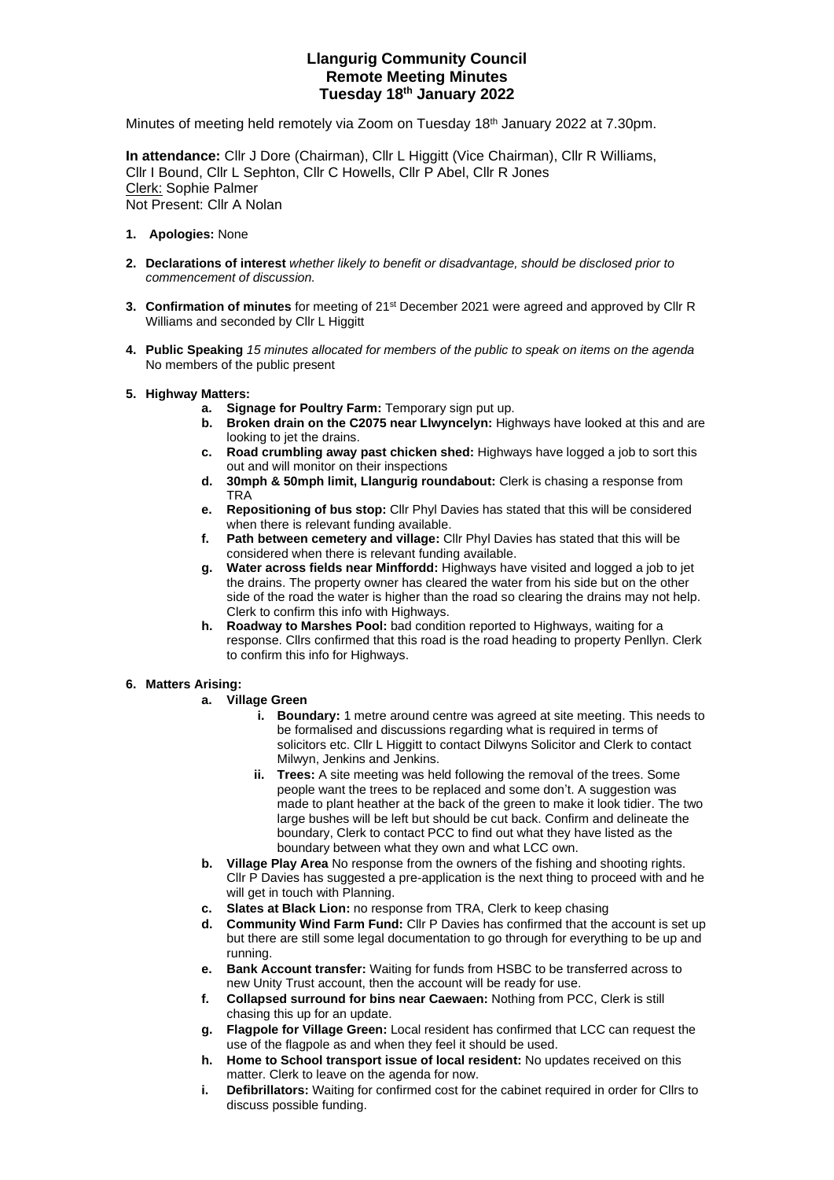# Llangurig Community Council
## Remote Meeting Minutes
## Tuesday 18th January 2022

Minutes of meeting held remotely via Zoom on Tuesday 18th January 2022 at 7.30pm.

**In attendance:** Cllr J Dore (Chairman), Cllr L Higgitt (Vice Chairman), Cllr R Williams, Cllr I Bound, Cllr L Sephton, Cllr C Howells, Cllr P Abel, Cllr R Jones
Clerk: Sophie Palmer
Not Present: Cllr A Nolan

1. **Apologies:** None

2. **Declarations of interest** *whether likely to benefit or disadvantage, should be disclosed prior to commencement of discussion.*

3. **Confirmation of minutes** for meeting of 21st December 2021 were agreed and approved by Cllr R Williams and seconded by Cllr L Higgitt

4. **Public Speaking** *15 minutes allocated for members of the public to speak on items on the agenda*
   No members of the public present

5. **Highway Matters:**
   a. **Signage for Poultry Farm:** Temporary sign put up.
   b. **Broken drain on the C2075 near Llwyncelyn:** Highways have looked at this and are looking to jet the drains.
   c. **Road crumbling away past chicken shed:** Highways have logged a job to sort this out and will monitor on their inspections
   d. **30mph & 50mph limit, Llangurig roundabout:** Clerk is chasing a response from TRA
   e. **Repositioning of bus stop:** Cllr Phyl Davies has stated that this will be considered when there is relevant funding available.
   f. **Path between cemetery and village:** Cllr Phyl Davies has stated that this will be considered when there is relevant funding available.
   g. **Water across fields near Minffordd:** Highways have visited and logged a job to jet the drains. The property owner has cleared the water from his side but on the other side of the road the water is higher than the road so clearing the drains may not help. Clerk to confirm this info with Highways.
   h. **Roadway to Marshes Pool:** bad condition reported to Highways, waiting for a response. Cllrs confirmed that this road is the road heading to property Penllyn. Clerk to confirm this info for Highways.

6. **Matters Arising:**
   a. **Village Green**
      i. **Boundary:** 1 metre around centre was agreed at site meeting. This needs to be formalised and discussions regarding what is required in terms of solicitors etc. Cllr L Higgitt to contact Dilwyns Solicitor and Clerk to contact Milwyn, Jenkins and Jenkins.
      ii. **Trees:** A site meeting was held following the removal of the trees. Some people want the trees to be replaced and some don't. A suggestion was made to plant heather at the back of the green to make it look tidier. The two large bushes will be left but should be cut back. Confirm and delineate the boundary, Clerk to contact PCC to find out what they have listed as the boundary between what they own and what LCC own.
   b. **Village Play Area** No response from the owners of the fishing and shooting rights. Cllr P Davies has suggested a pre-application is the next thing to proceed with and he will get in touch with Planning.
   c. **Slates at Black Lion:** no response from TRA, Clerk to keep chasing
   d. **Community Wind Farm Fund:** Cllr P Davies has confirmed that the account is set up but there are still some legal documentation to go through for everything to be up and running.
   e. **Bank Account transfer:** Waiting for funds from HSBC to be transferred across to new Unity Trust account, then the account will be ready for use.
   f. **Collapsed surround for bins near Caewaen:** Nothing from PCC, Clerk is still chasing this up for an update.
   g. **Flagpole for Village Green:** Local resident has confirmed that LCC can request the use of the flagpole as and when they feel it should be used.
   h. **Home to School transport issue of local resident:** No updates received on this matter. Clerk to leave on the agenda for now.
   i. **Defibrillators:** Waiting for confirmed cost for the cabinet required in order for Cllrs to discuss possible funding.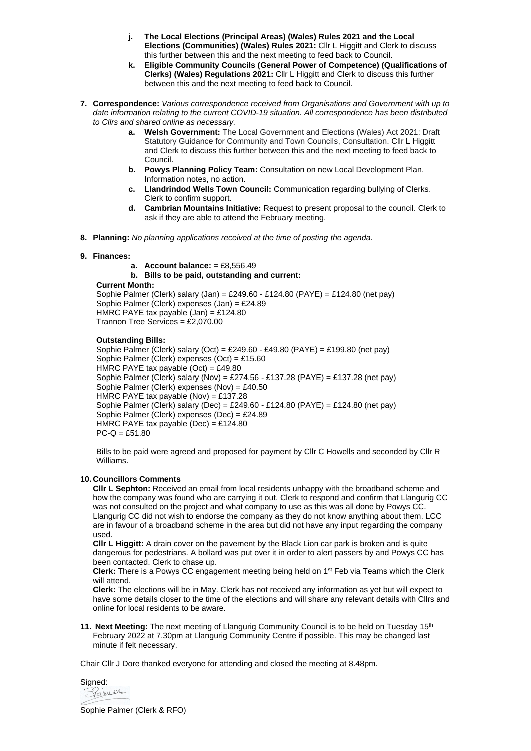- **j. The Local Elections (Principal Areas) (Wales) Rules 2021 and the Local Elections (Communities) (Wales) Rules 2021:** Cllr L Higgitt and Clerk to discuss this further between this and the next meeting to feed back to Council.
- **k. Eligible Community Councils (General Power of Competence) (Qualifications of Clerks) (Wales) Regulations 2021:** Cllr L Higgitt and Clerk to discuss this further between this and the next meeting to feed back to Council.

**7. Correspondence:** *Various correspondence received from Organisations and Government with up to date information relating to the current COVID-19 situation. All correspondence has been distributed to Cllrs and shared online as necessary.*

- **a. Welsh Government:** The Local Government and Elections (Wales) Act 2021: Draft Statutory Guidance for Community and Town Councils, Consultation. Cllr L Higgitt and Clerk to discuss this further between this and the next meeting to feed back to Council.
- **b. Powys Planning Policy Team:** Consultation on new Local Development Plan. Information notes, no action.
- **c. Llandrindod Wells Town Council:** Communication regarding bullying of Clerks. Clerk to confirm support.
- **d. Cambrian Mountains Initiative:** Request to present proposal to the council. Clerk to ask if they are able to attend the February meeting.

**8. Planning:** *No planning applications received at the time of posting the agenda.*

**9. Finances:**

- **a. Account balance:** = £8,556.49
- **b. Bills to be paid, outstanding and current:**

**Current Month:**

Sophie Palmer (Clerk) salary (Jan) = £249.60 - £124.80 (PAYE) = £124.80 (net pay)
Sophie Palmer (Clerk) expenses (Jan) = £24.89
HMRC PAYE tax payable (Jan) = £124.80
Trannon Tree Services = £2,070.00

**Outstanding Bills:**

Sophie Palmer (Clerk) salary (Oct) = £249.60 - £49.80 (PAYE) = £199.80 (net pay)
Sophie Palmer (Clerk) expenses (Oct) = £15.60
HMRC PAYE tax payable (Oct) = £49.80
Sophie Palmer (Clerk) salary (Nov) = £274.56 - £137.28 (PAYE) = £137.28 (net pay)
Sophie Palmer (Clerk) expenses (Nov) = £40.50
HMRC PAYE tax payable (Nov) = £137.28
Sophie Palmer (Clerk) salary (Dec) = £249.60 - £124.80 (PAYE) = £124.80 (net pay)
Sophie Palmer (Clerk) expenses (Dec) = £24.89
HMRC PAYE tax payable (Dec) = £124.80
PC-Q = £51.80

Bills to be paid were agreed and proposed for payment by Cllr C Howells and seconded by Cllr R Williams.

**10. Councillors Comments**

**Cllr L Sephton:** Received an email from local residents unhappy with the broadband scheme and how the company was found who are carrying it out. Clerk to respond and confirm that Llangurig CC was not consulted on the project and what company to use as this was all done by Powys CC. Llangurig CC did not wish to endorse the company as they do not know anything about them. LCC are in favour of a broadband scheme in the area but did not have any input regarding the company used.

**Cllr L Higgitt:** A drain cover on the pavement by the Black Lion car park is broken and is quite dangerous for pedestrians. A bollard was put over it in order to alert passers by and Powys CC has been contacted. Clerk to chase up.

**Clerk:** There is a Powys CC engagement meeting being held on 1st Feb via Teams which the Clerk will attend.

**Clerk:** The elections will be in May. Clerk has not received any information as yet but will expect to have some details closer to the time of the elections and will share any relevant details with Cllrs and online for local residents to be aware.

**11. Next Meeting:** The next meeting of Llangurig Community Council is to be held on Tuesday 15th February 2022 at 7.30pm at Llangurig Community Centre if possible. This may be changed last minute if felt necessary.

Chair Cllr J Dore thanked everyone for attending and closed the meeting at 8.48pm.

Signed:

Sophie Palmer (Clerk & RFO)